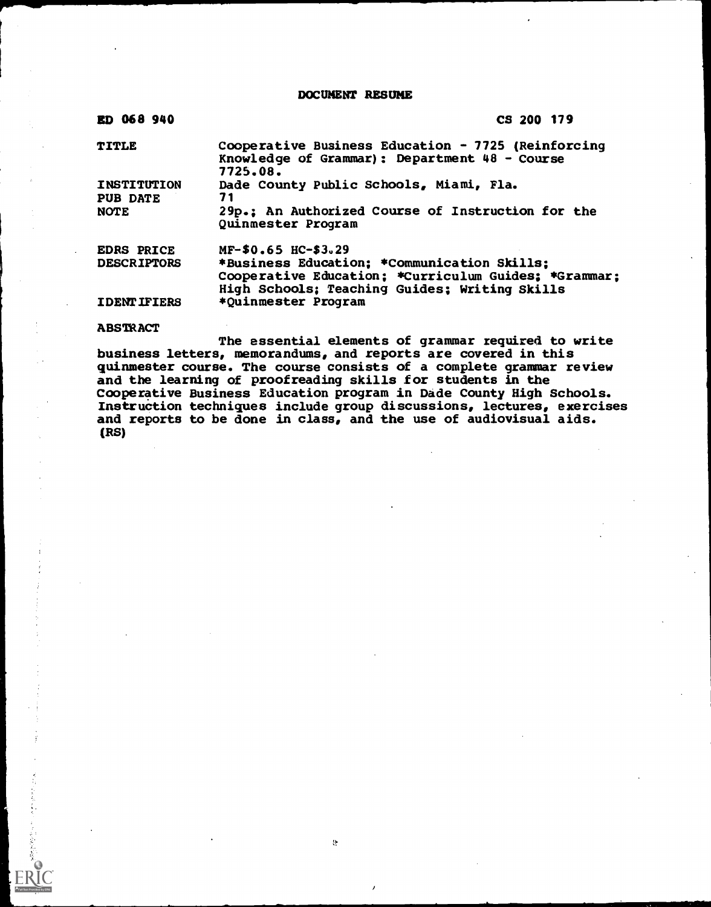# DOCUMENT RESUME

| | |
|---|---|
| ED 068 940 | CS 200 179 |
| TITLE | Cooperative Business Education - 7725 (Reinforcing Knowledge of Grammar): Department 48 - Course 7725.08. |
| INSTITUTION | Dade County Public Schools, Miami, Fla. |
| PUB DATE | 71 |
| NOTE | 29p.; An Authorized Course of Instruction for the Quinmester Program |
| EDRS PRICE | MF-$0.65 HC-$3.29 |
| DESCRIPTORS | *Business Education; *Communication Skills; Cooperative Education; *Curriculum Guides; *Grammar; High Schools; Teaching Guides; Writing Skills |
| IDENTIFIERS | *Quinmester Program |

ABSTRACT

The essential elements of grammar required to write business letters, memorandums, and reports are covered in this quinmester course. The course consists of a complete grammar review and the learning of proofreading skills for students in the Cooperative Business Education program in Dade County High Schools. Instruction techniques include group discussions, lectures, exercises and reports to be done in class, and the use of audiovisual aids. (RS)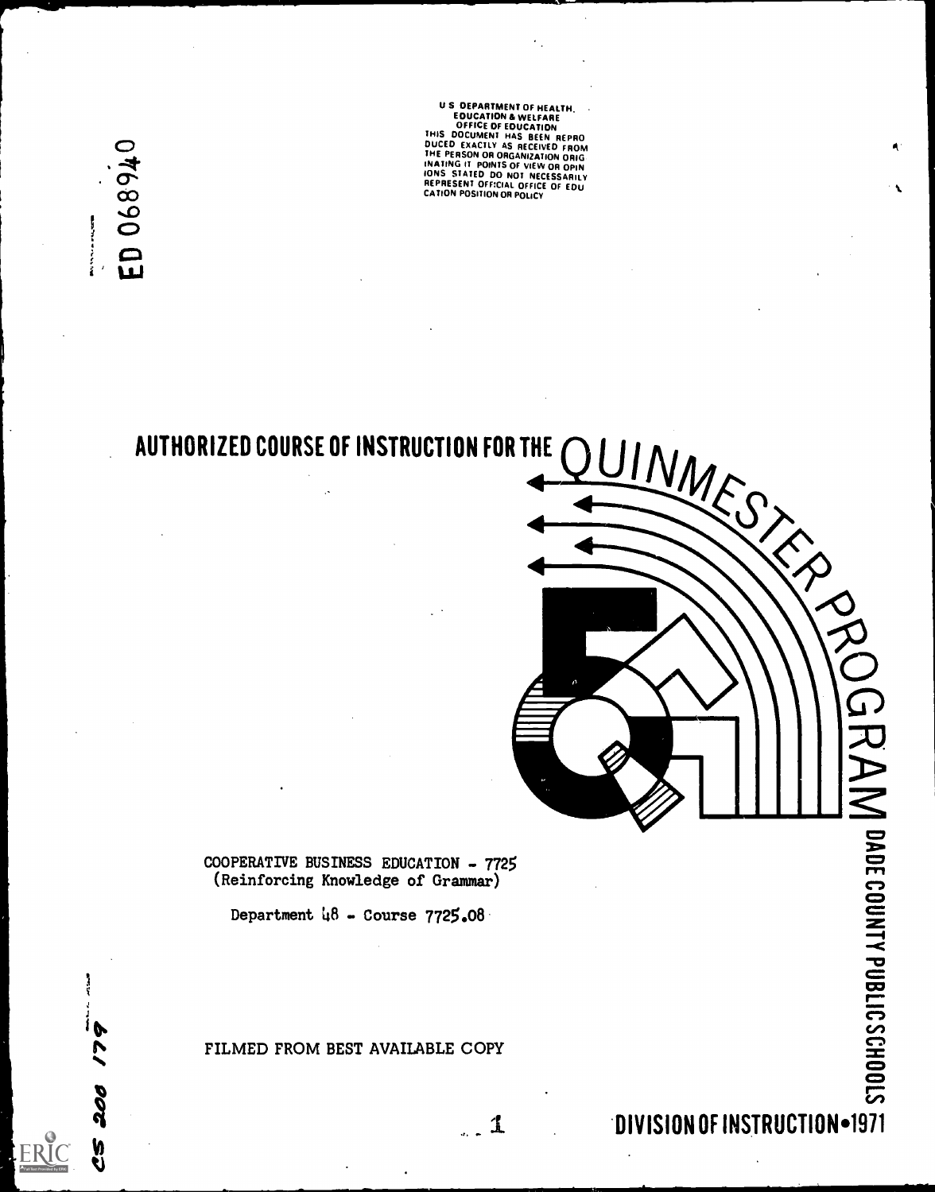ED 068940

U S DEPARTMENT OF HEALTH, EDUCATION & WELFARE
OFFICE OF EDUCATION
THIS DOCUMENT HAS BEEN REPRODUCED EXACTLY AS RECEIVED FROM THE PERSON OR ORGANIZATION ORIGINATING IT. POINTS OF VIEW OR OPINIONS STATED DO NOT NECESSARILY REPRESENT OFFICIAL OFFICE OF EDUCATION POSITION OR POLICY

# AUTHORIZED COURSE OF INSTRUCTION FOR THE QUINMESTER PROGRAM

COOPERATIVE BUSINESS EDUCATION - 7725
(Reinforcing Knowledge of Grammar)

Department 48 - Course 7725.08

FILMED FROM BEST AVAILABLE COPY

DADE COUNTY PUBLIC SCHOOLS

DIVISION OF INSTRUCTION•1971

CS 200 179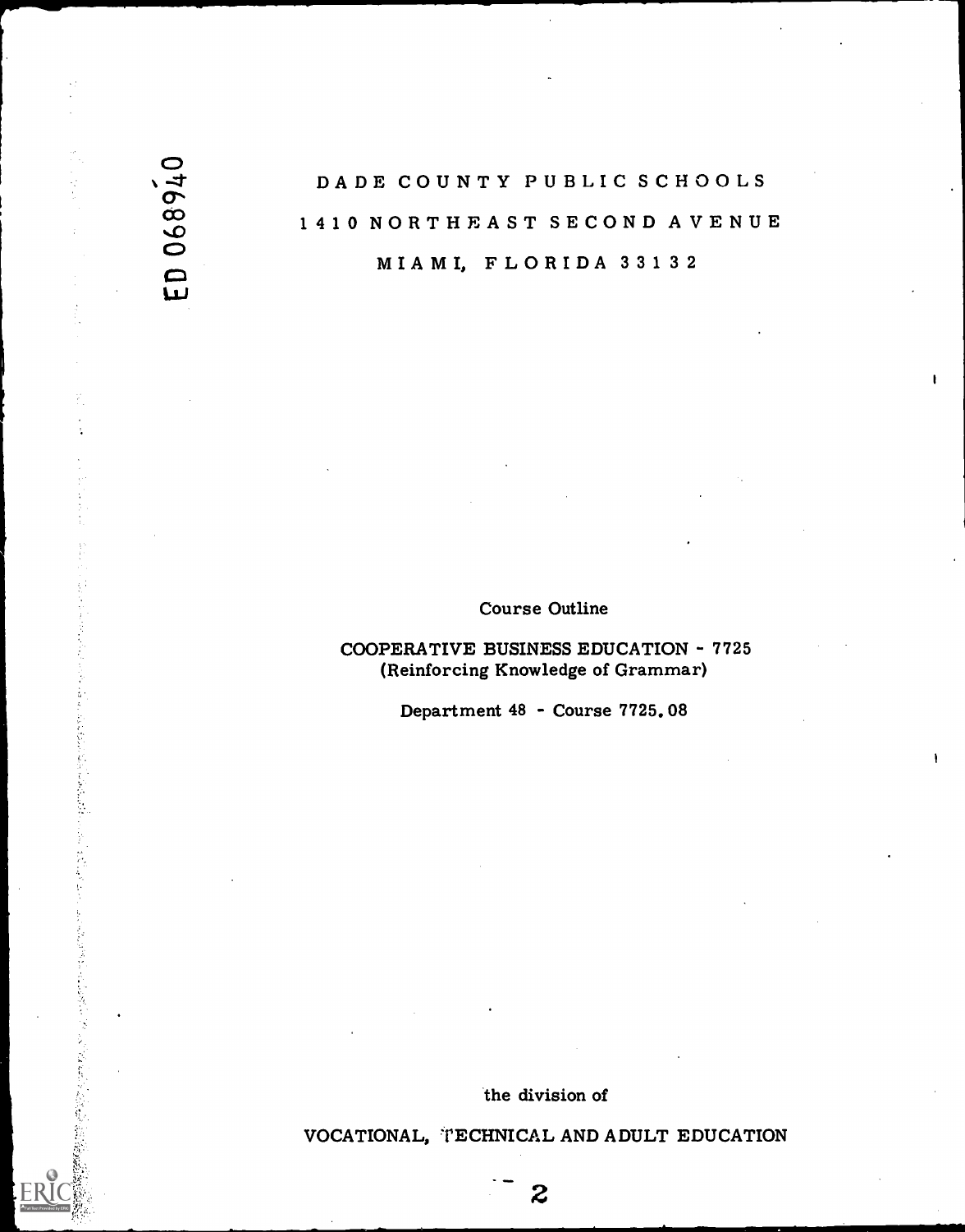ED 068940

DADE COUNTY PUBLIC SCHOOLS

1410 NORTHEAST SECOND AVENUE

MIAMI, FLORIDA 33132

Course Outline

COOPERATIVE BUSINESS EDUCATION - 7725
(Reinforcing Knowledge of Grammar)

Department 48 - Course 7725.08

the division of

VOCATIONAL, TECHNICAL AND ADULT EDUCATION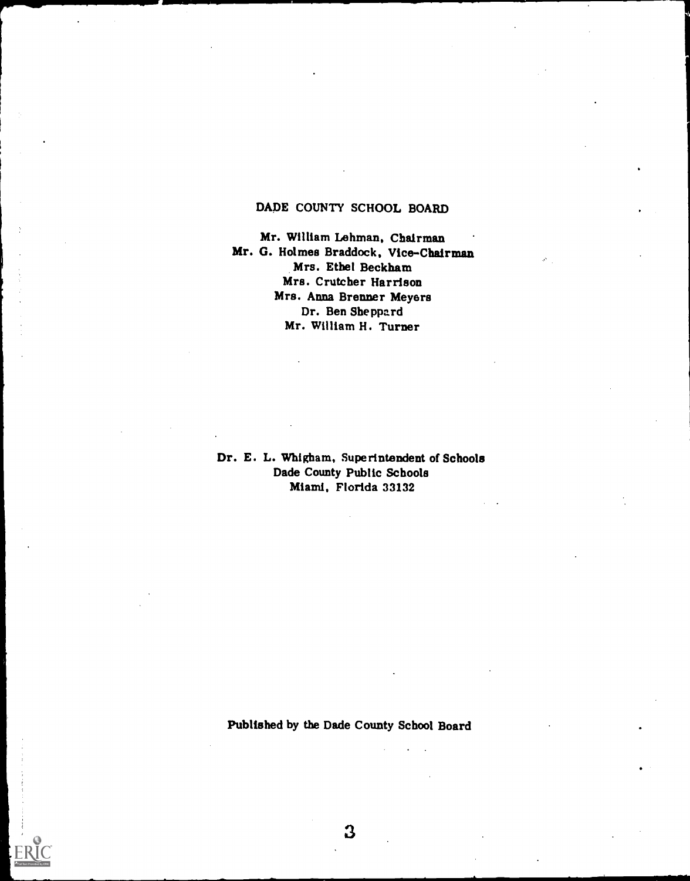DADE COUNTY SCHOOL BOARD

Mr. William Lehman, Chairman
Mr. G. Holmes Braddock, Vice-Chairman
Mrs. Ethel Beckham
Mrs. Crutcher Harrison
Mrs. Anna Brenner Meyers
Dr. Ben Sheppard
Mr. William H. Turner

Dr. E. L. Whigham, Superintendent of Schools
Dade County Public Schools
Miami, Florida 33132

Published by the Dade County School Board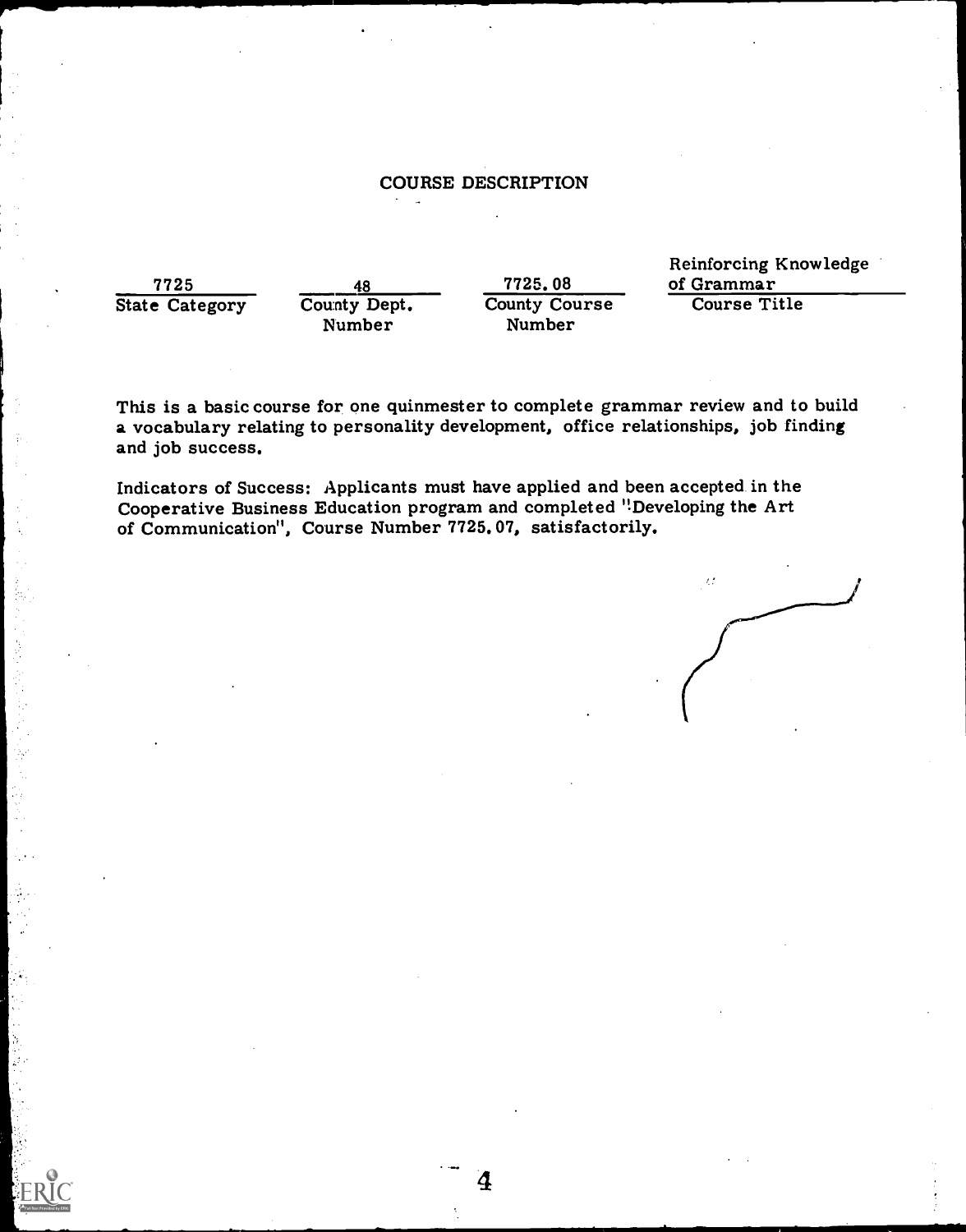# COURSE DESCRIPTION

| 7725 | 48 | 7725.08 | Reinforcing Knowledge of Grammar |
|---|---|---|---|
| State Category | County Dept. Number | County Course Number | Course Title |

This is a basic course for one quinmester to complete grammar review and to build a vocabulary relating to personality development, office relationships, job finding and job success.

Indicators of Success: Applicants must have applied and been accepted in the Cooperative Business Education program and completed "Developing the Art of Communication", Course Number 7725.07, satisfactorily.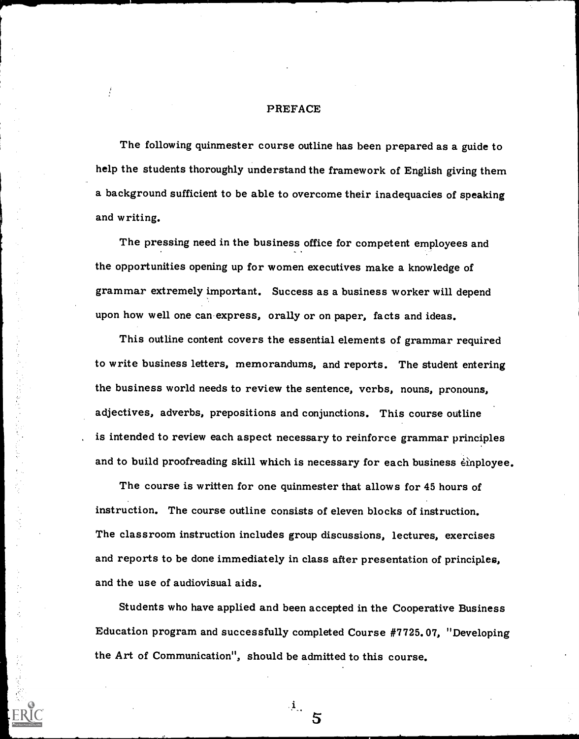# PREFACE

The following quinmester course outline has been prepared as a guide to help the students thoroughly understand the framework of English giving them a background sufficient to be able to overcome their inadequacies of speaking and writing.

The pressing need in the business office for competent employees and the opportunities opening up for women executives make a knowledge of grammar extremely important. Success as a business worker will depend upon how well one can express, orally or on paper, facts and ideas.

This outline content covers the essential elements of grammar required to write business letters, memorandums, and reports. The student entering the business world needs to review the sentence, verbs, nouns, pronouns, adjectives, adverbs, prepositions and conjunctions. This course outline is intended to review each aspect necessary to reinforce grammar principles and to build proofreading skill which is necessary for each business employee.

The course is written for one quinmester that allows for 45 hours of instruction. The course outline consists of eleven blocks of instruction. The classroom instruction includes group discussions, lectures, exercises and reports to be done immediately in class after presentation of principles, and the use of audiovisual aids.

Students who have applied and been accepted in the Cooperative Business Education program and successfully completed Course #7725.07, "Developing the Art of Communication", should be admitted to this course.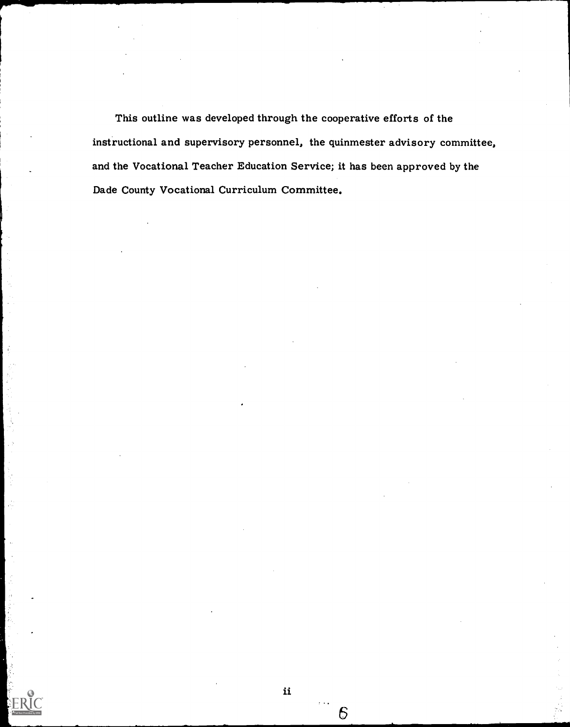This outline was developed through the cooperative efforts of the instructional and supervisory personnel, the quinmester advisory committee, and the Vocational Teacher Education Service; it has been approved by the Dade County Vocational Curriculum Committee.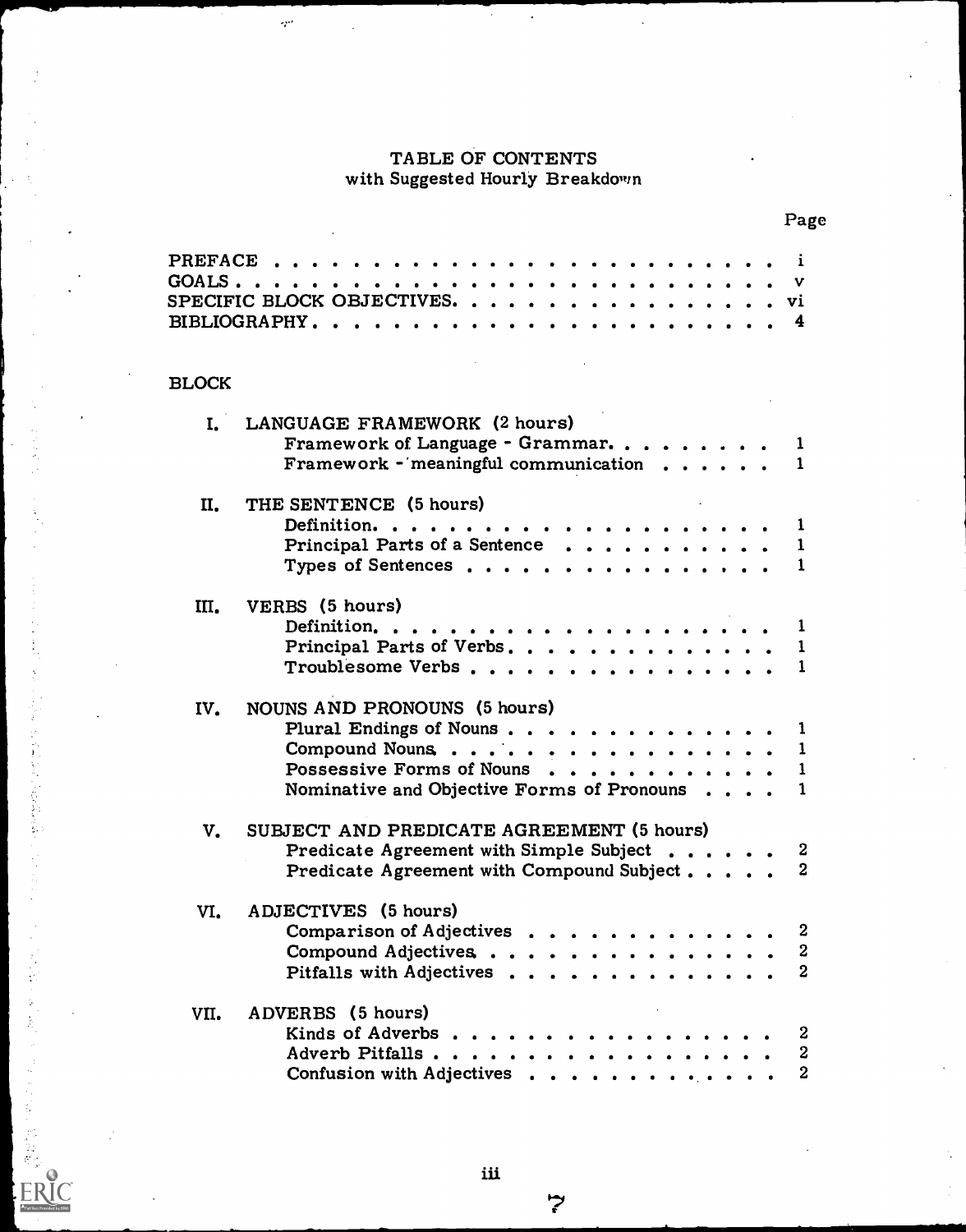# TABLE OF CONTENTS
with Suggested Hourly Breakdown

| | Page |
|---|---|
| PREFACE | i |
| GOALS | v |
| SPECIFIC BLOCK OBJECTIVES | vi |
| BIBLIOGRAPHY | 4 |

BLOCK

| | | Page |
|---|---|---|
| I. | LANGUAGE FRAMEWORK (2 hours) | |
| | Framework of Language - Grammar | 1 |
| | Framework - meaningful communication | 1 |
| II. | THE SENTENCE (5 hours) | |
| | Definition | 1 |
| | Principal Parts of a Sentence | 1 |
| | Types of Sentences | 1 |
| III. | VERBS (5 hours) | |
| | Definition | 1 |
| | Principal Parts of Verbs | 1 |
| | Troublesome Verbs | 1 |
| IV. | NOUNS AND PRONOUNS (5 hours) | |
| | Plural Endings of Nouns | 1 |
| | Compound Nouns | 1 |
| | Possessive Forms of Nouns | 1 |
| | Nominative and Objective Forms of Pronouns | 1 |
| V. | SUBJECT AND PREDICATE AGREEMENT (5 hours) | |
| | Predicate Agreement with Simple Subject | 2 |
| | Predicate Agreement with Compound Subject | 2 |
| VI. | ADJECTIVES (5 hours) | |
| | Comparison of Adjectives | 2 |
| | Compound Adjectives | 2 |
| | Pitfalls with Adjectives | 2 |
| VII. | ADVERBS (5 hours) | |
| | Kinds of Adverbs | 2 |
| | Adverb Pitfalls | 2 |
| | Confusion with Adjectives | 2 |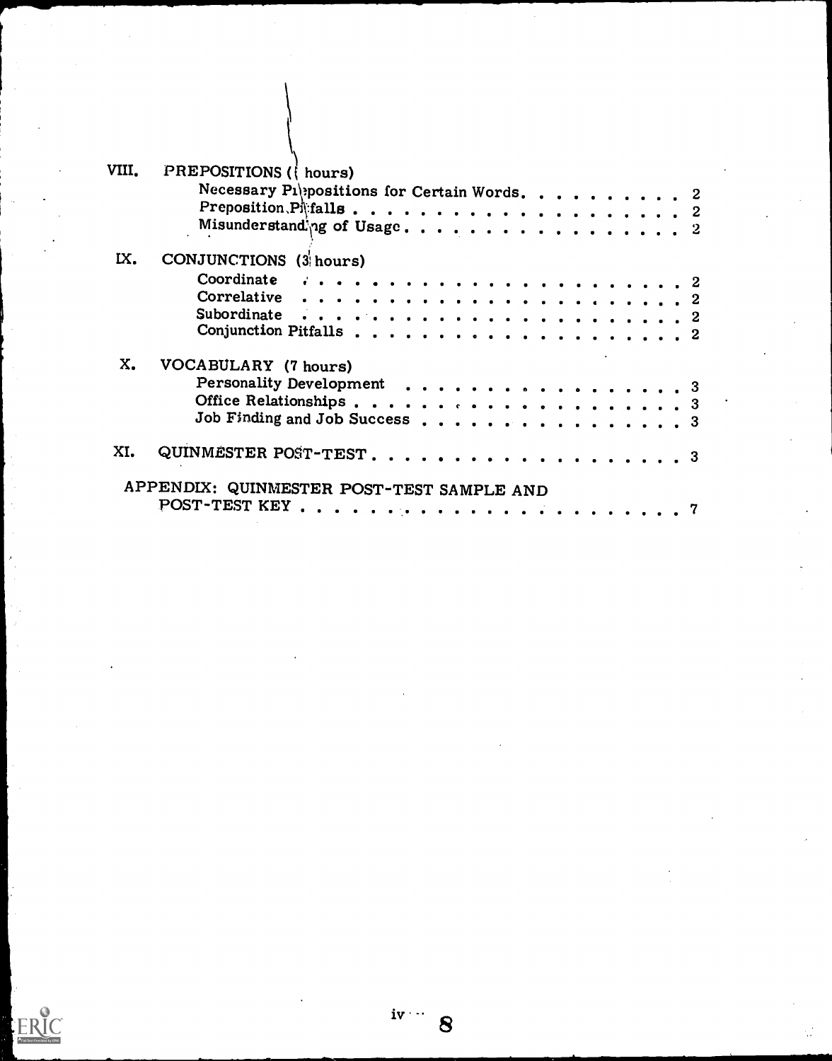VIII. PREPOSITIONS (( hours)

- Necessary Prepositions for Certain Words. . . . . . . . . . 2
- Preposition Pitfalls . . . . . . . . . . . . . . . . . . . . 2
- Misunderstanding of Usage . . . . . . . . . . . . . . . . . 2

IX. CONJUNCTIONS (3 hours)

- Coordinate . . . . . . . . . . . . . . . . . . . . . . . . 2
- Correlative . . . . . . . . . . . . . . . . . . . . . . . . 2
- Subordinate . . . . . . . . . . . . . . . . . . . . . . . . 2
- Conjunction Pitfalls . . . . . . . . . . . . . . . . . . . 2

X. VOCABULARY (7 hours)

- Personality Development . . . . . . . . . . . . . . . . . 3
- Office Relationships . . . . . . . . . . . . . . . . . . . 3
- Job Finding and Job Success . . . . . . . . . . . . . . . 3

XI. QUINMESTER POST-TEST . . . . . . . . . . . . . . . . . . . 3

APPENDIX: QUINMESTER POST-TEST SAMPLE AND POST-TEST KEY . . . . . . . . . . . . . . . . . . . . . . 7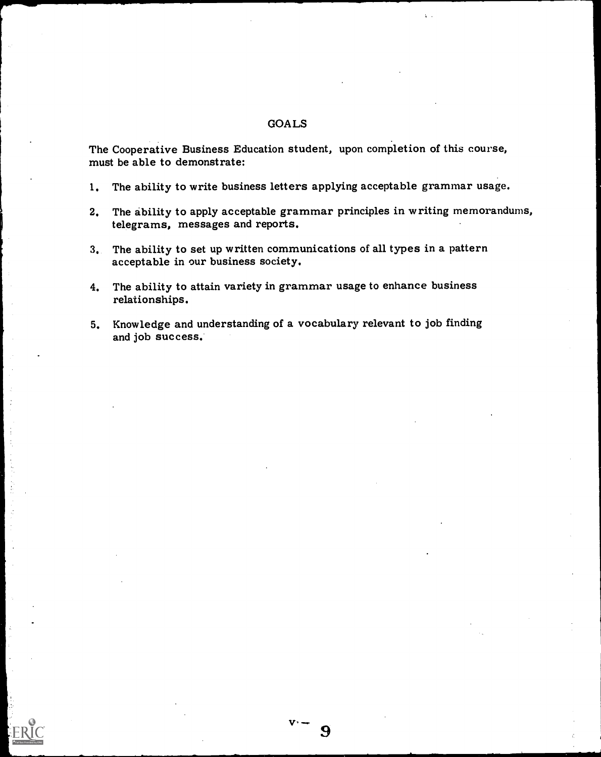# GOALS

The Cooperative Business Education student, upon completion of this course, must be able to demonstrate:

1. The ability to write business letters applying acceptable grammar usage.
2. The ability to apply acceptable grammar principles in writing memorandums, telegrams, messages and reports.
3. The ability to set up written communications of all types in a pattern acceptable in our business society.
4. The ability to attain variety in grammar usage to enhance business relationships.
5. Knowledge and understanding of a vocabulary relevant to job finding and job success.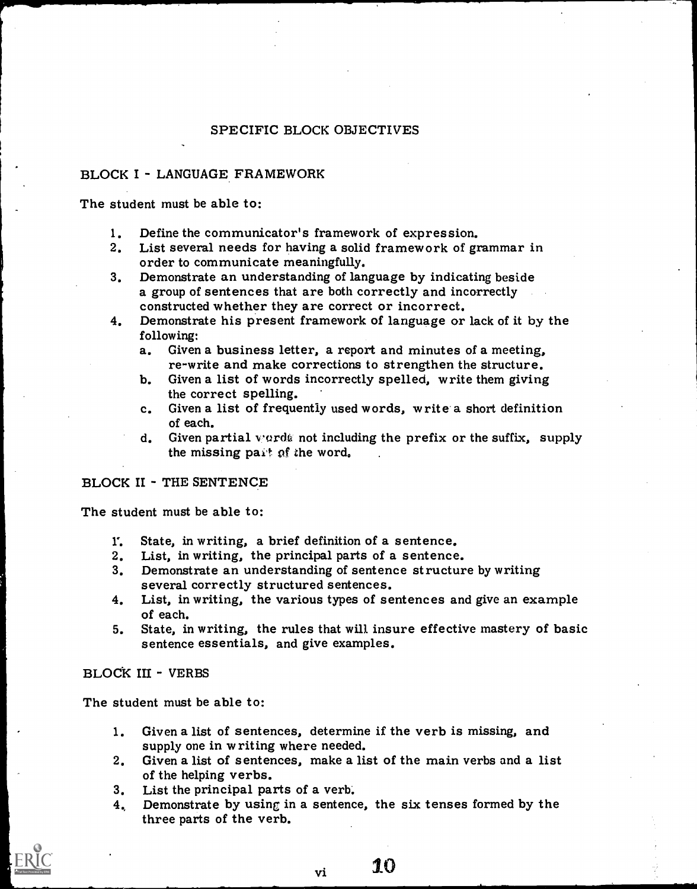## SPECIFIC BLOCK OBJECTIVES

### BLOCK I - LANGUAGE FRAMEWORK

The student must be able to:

1. Define the communicator's framework of expression.
2. List several needs for having a solid framework of grammar in order to communicate meaningfully.
3. Demonstrate an understanding of language by indicating beside a group of sentences that are both correctly and incorrectly constructed whether they are correct or incorrect.
4. Demonstrate his present framework of language or lack of it by the following:
   a. Given a business letter, a report and minutes of a meeting, re-write and make corrections to strengthen the structure.
   b. Given a list of words incorrectly spelled, write them giving the correct spelling.
   c. Given a list of frequently used words, write a short definition of each.
   d. Given partial words not including the prefix or the suffix, supply the missing part of the word.

### BLOCK II - THE SENTENCE

The student must be able to:

1. State, in writing, a brief definition of a sentence.
2. List, in writing, the principal parts of a sentence.
3. Demonstrate an understanding of sentence structure by writing several correctly structured sentences.
4. List, in writing, the various types of sentences and give an example of each.
5. State, in writing, the rules that will insure effective mastery of basic sentence essentials, and give examples.

### BLOCK III - VERBS

The student must be able to:

1. Given a list of sentences, determine if the verb is missing, and supply one in writing where needed.
2. Given a list of sentences, make a list of the main verbs and a list of the helping verbs.
3. List the principal parts of a verb.
4. Demonstrate by using in a sentence, the six tenses formed by the three parts of the verb.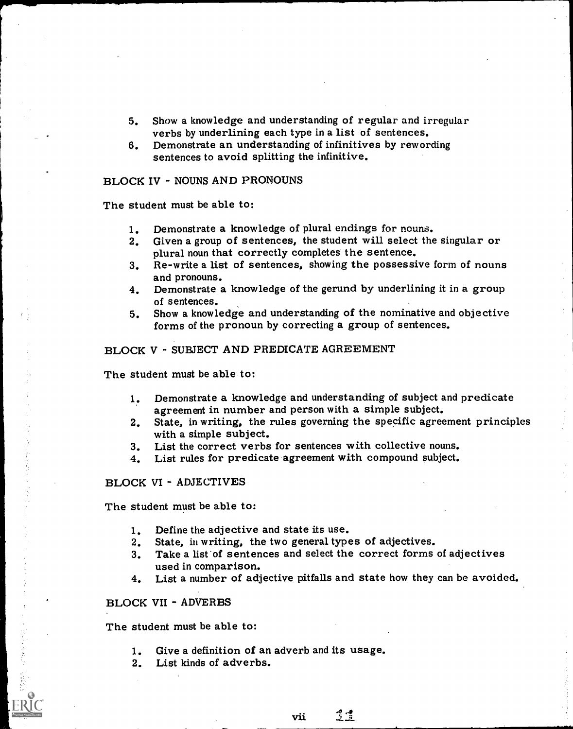5. Show a knowledge and understanding of regular and irregular verbs by underlining each type in a list of sentences.
6. Demonstrate an understanding of infinitives by rewording sentences to avoid splitting the infinitive.

## BLOCK IV - NOUNS AND PRONOUNS

The student must be able to:

1. Demonstrate a knowledge of plural endings for nouns.
2. Given a group of sentences, the student will select the singular or plural noun that correctly completes the sentence.
3. Re-write a list of sentences, showing the possessive form of nouns and pronouns.
4. Demonstrate a knowledge of the gerund by underlining it in a group of sentences.
5. Show a knowledge and understanding of the nominative and objective forms of the pronoun by correcting a group of sentences.

## BLOCK V - SUBJECT AND PREDICATE AGREEMENT

The student must be able to:

1. Demonstrate a knowledge and understanding of subject and predicate agreement in number and person with a simple subject.
2. State, in writing, the rules governing the specific agreement principles with a simple subject.
3. List the correct verbs for sentences with collective nouns.
4. List rules for predicate agreement with compound subject.

## BLOCK VI - ADJECTIVES

The student must be able to:

1. Define the adjective and state its use.
2. State, in writing, the two general types of adjectives.
3. Take a list of sentences and select the correct forms of adjectives used in comparison.
4. List a number of adjective pitfalls and state how they can be avoided.

## BLOCK VII - ADVERBS

The student must be able to:

1. Give a definition of an adverb and its usage.
2. List kinds of adverbs.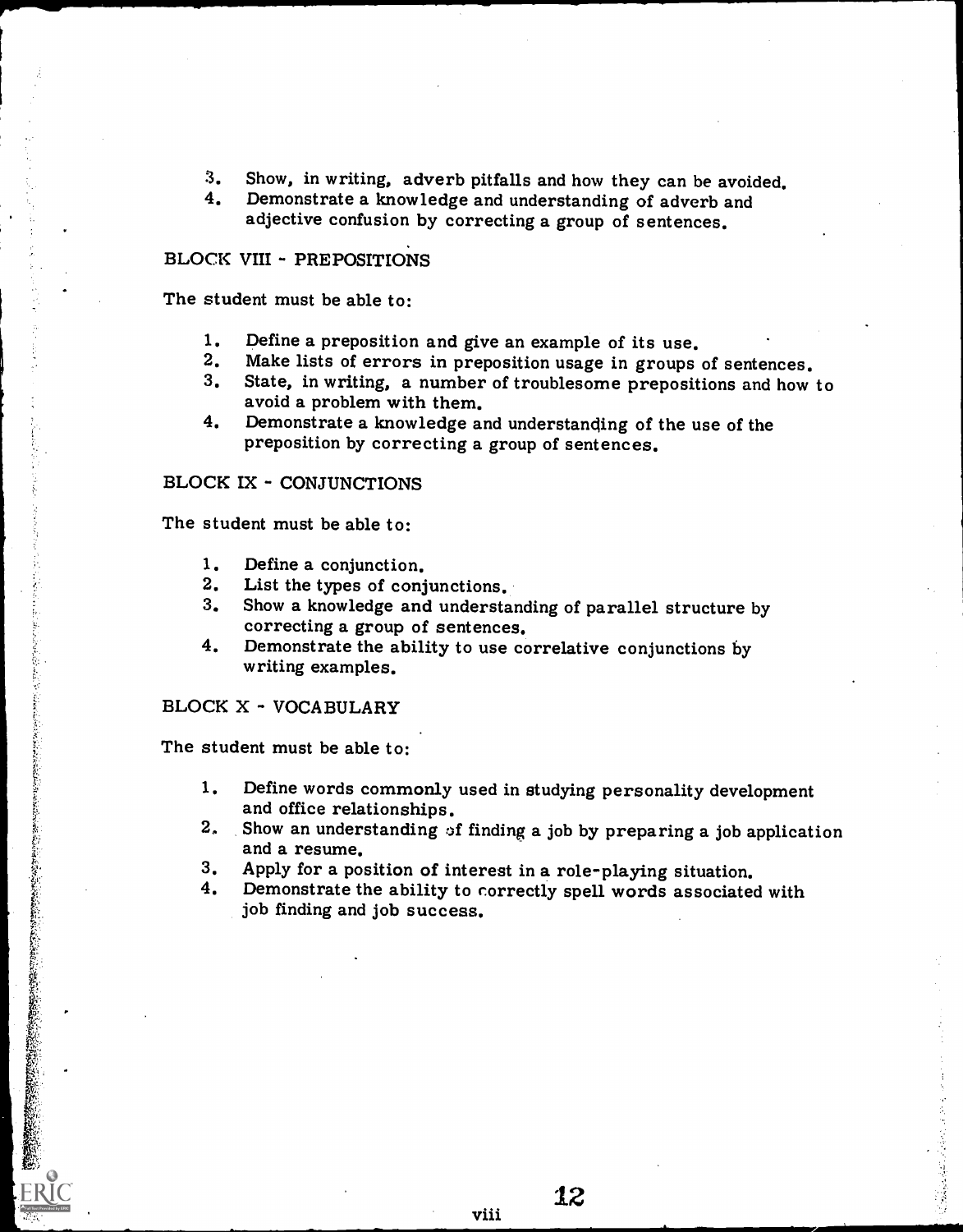3. Show, in writing, adverb pitfalls and how they can be avoided.
4. Demonstrate a knowledge and understanding of adverb and adjective confusion by correcting a group of sentences.

BLOCK VIII - PREPOSITIONS

The student must be able to:

1. Define a preposition and give an example of its use.
2. Make lists of errors in preposition usage in groups of sentences.
3. State, in writing, a number of troublesome prepositions and how to avoid a problem with them.
4. Demonstrate a knowledge and understanding of the use of the preposition by correcting a group of sentences.

BLOCK IX - CONJUNCTIONS

The student must be able to:

1. Define a conjunction.
2. List the types of conjunctions.
3. Show a knowledge and understanding of parallel structure by correcting a group of sentences.
4. Demonstrate the ability to use correlative conjunctions by writing examples.

BLOCK X - VOCABULARY

The student must be able to:

1. Define words commonly used in studying personality development and office relationships.
2. Show an understanding of finding a job by preparing a job application and a resume.
3. Apply for a position of interest in a role-playing situation.
4. Demonstrate the ability to correctly spell words associated with job finding and job success.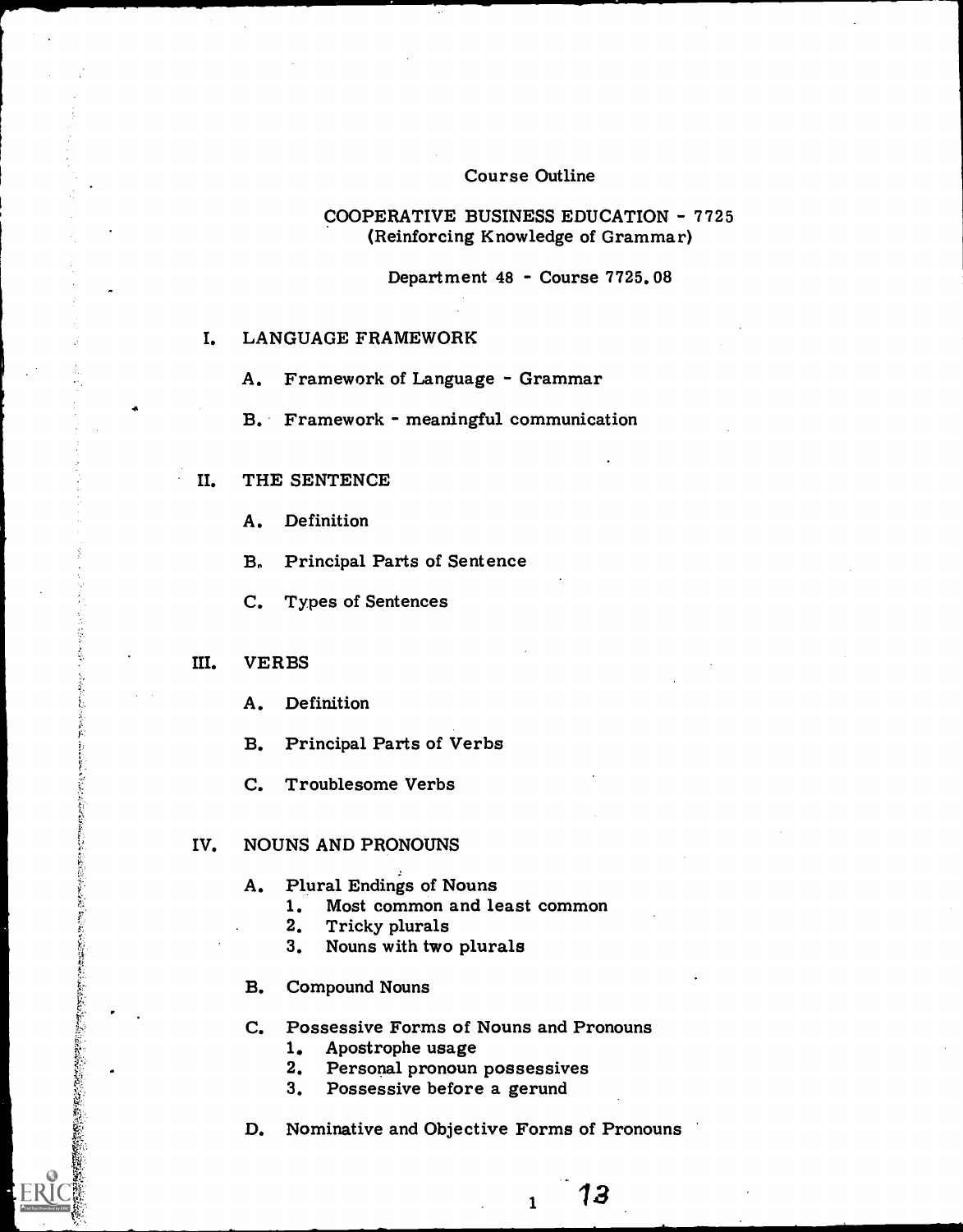Course Outline

COOPERATIVE BUSINESS EDUCATION - 7725
(Reinforcing Knowledge of Grammar)

Department 48 - Course 7725.08

I. LANGUAGE FRAMEWORK

   A. Framework of Language - Grammar

   B. Framework - meaningful communication

II. THE SENTENCE

   A. Definition

   B. Principal Parts of Sentence

   C. Types of Sentences

III. VERBS

   A. Definition

   B. Principal Parts of Verbs

   C. Troublesome Verbs

IV. NOUNS AND PRONOUNS

   A. Plural Endings of Nouns
      1. Most common and least common
      2. Tricky plurals
      3. Nouns with two plurals

   B. Compound Nouns

   C. Possessive Forms of Nouns and Pronouns
      1. Apostrophe usage
      2. Personal pronoun possessives
      3. Possessive before a gerund

   D. Nominative and Objective Forms of Pronouns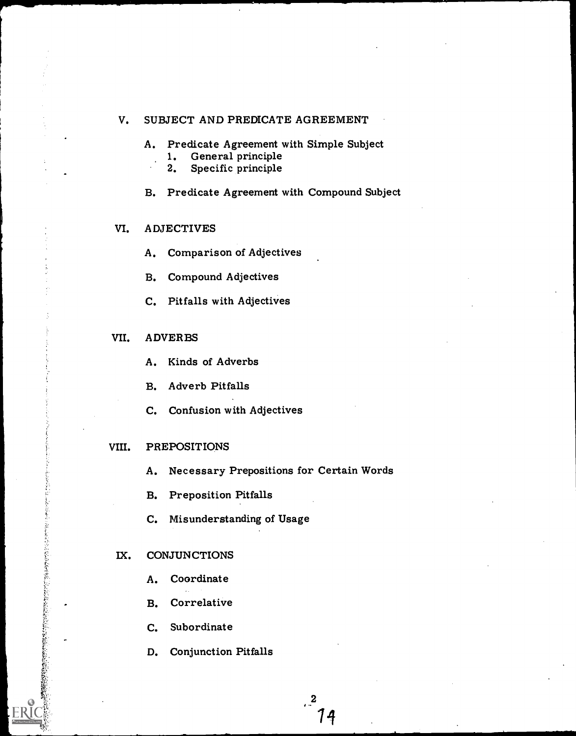V. SUBJECT AND PREDICATE AGREEMENT

A. Predicate Agreement with Simple Subject
   1. General principle
   2. Specific principle

B. Predicate Agreement with Compound Subject

VI. ADJECTIVES

A. Comparison of Adjectives

B. Compound Adjectives

C. Pitfalls with Adjectives

VII. ADVERBS

A. Kinds of Adverbs

B. Adverb Pitfalls

C. Confusion with Adjectives

VIII. PREPOSITIONS

A. Necessary Prepositions for Certain Words

B. Preposition Pitfalls

C. Misunderstanding of Usage

IX. CONJUNCTIONS

A. Coordinate

B. Correlative

C. Subordinate

D. Conjunction Pitfalls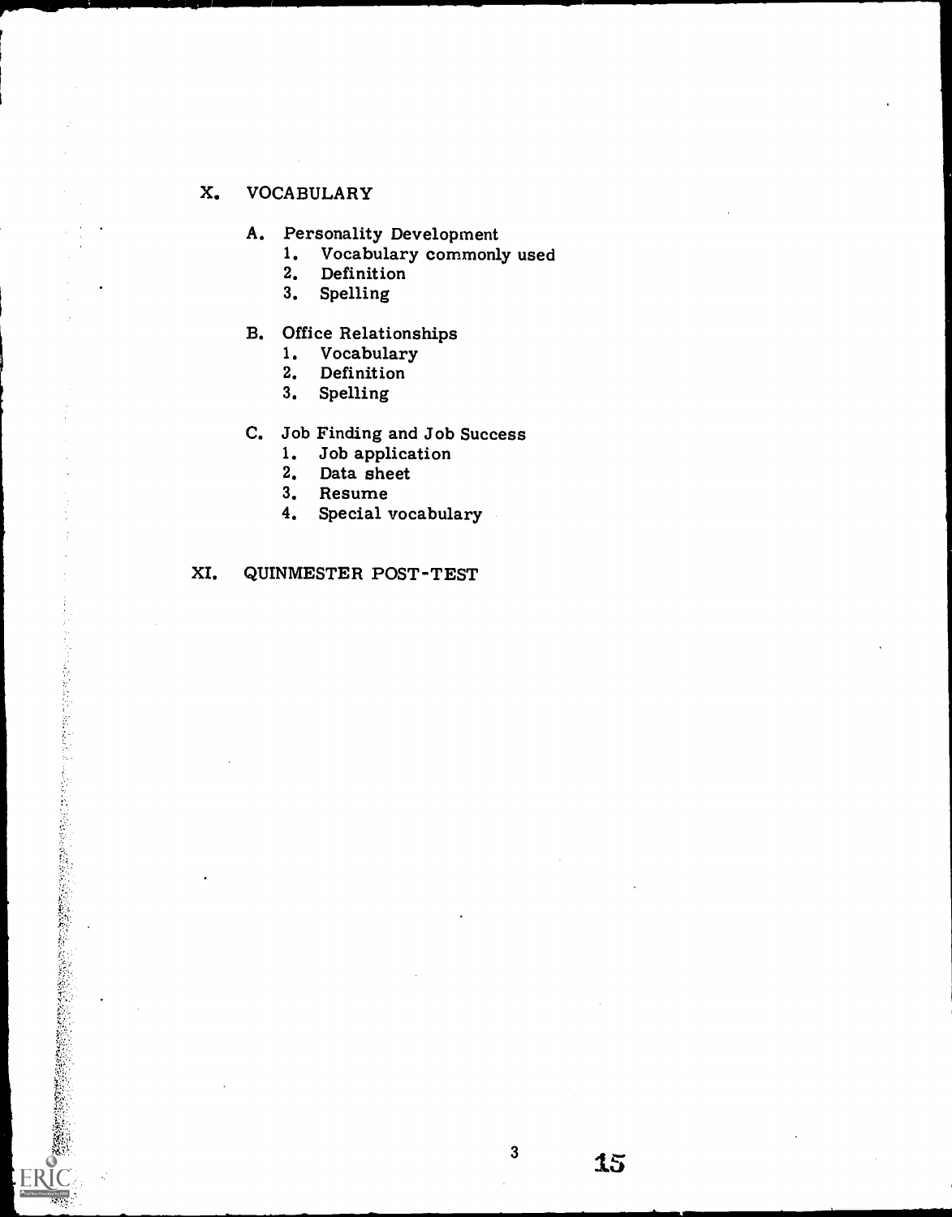X. VOCABULARY

A. Personality Development
   1. Vocabulary commonly used
   2. Definition
   3. Spelling

B. Office Relationships
   1. Vocabulary
   2. Definition
   3. Spelling

C. Job Finding and Job Success
   1. Job application
   2. Data sheet
   3. Resume
   4. Special vocabulary

XI. QUINMESTER POST-TEST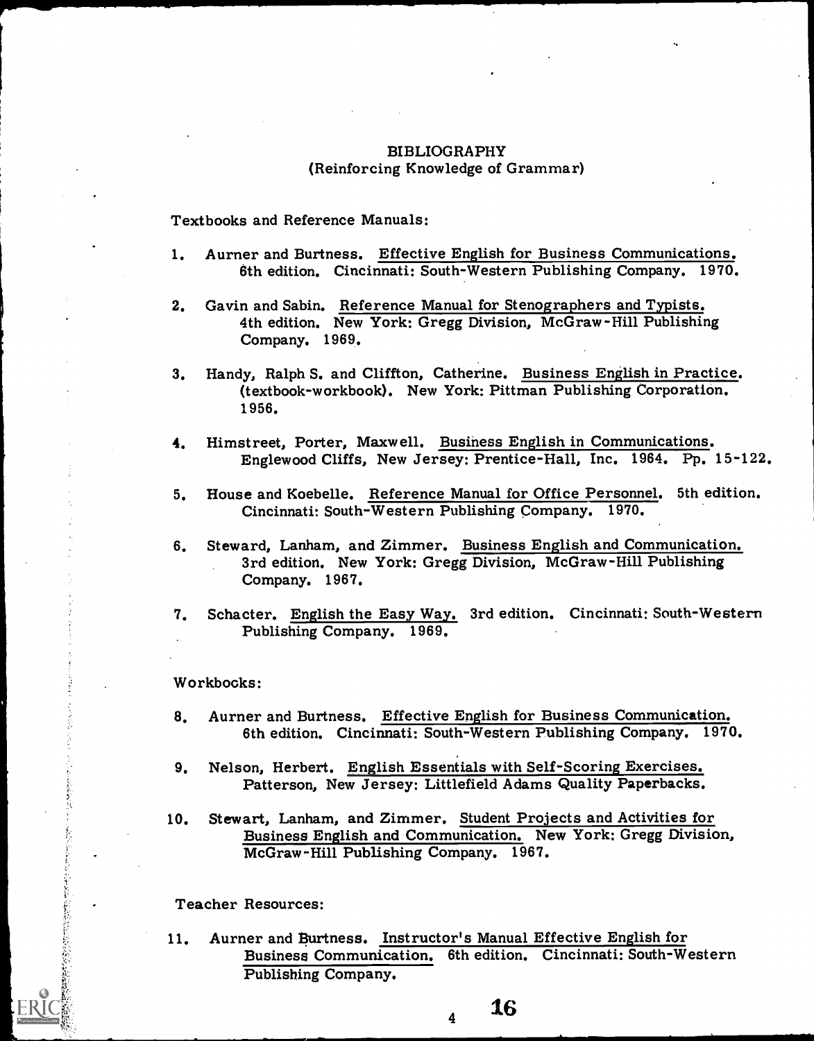# BIBLIOGRAPHY
## (Reinforcing Knowledge of Grammar)

Textbooks and Reference Manuals:

1. Aurner and Burtness. Effective English for Business Communications. 6th edition. Cincinnati: South-Western Publishing Company. 1970.

2. Gavin and Sabin. Reference Manual for Stenographers and Typists. 4th edition. New York: Gregg Division, McGraw-Hill Publishing Company. 1969.

3. Handy, Ralph S. and Cliffton, Catherine. Business English in Practice. (textbook-workbook). New York: Pittman Publishing Corporation. 1956.

4. Himstreet, Porter, Maxwell. Business English in Communications. Englewood Cliffs, New Jersey: Prentice-Hall, Inc. 1964. Pp. 15-122.

5. House and Koebelle. Reference Manual for Office Personnel. 5th edition. Cincinnati: South-Western Publishing Company. 1970.

6. Steward, Lanham, and Zimmer. Business English and Communication. 3rd edition. New York: Gregg Division, McGraw-Hill Publishing Company. 1967.

7. Schacter. English the Easy Way. 3rd edition. Cincinnati: South-Western Publishing Company. 1969.

Workbooks:

8. Aurner and Burtness. Effective English for Business Communication. 6th edition. Cincinnati: South-Western Publishing Company. 1970.

9. Nelson, Herbert. English Essentials with Self-Scoring Exercises. Patterson, New Jersey: Littlefield Adams Quality Paperbacks.

10. Stewart, Lanham, and Zimmer. Student Projects and Activities for Business English and Communication. New York: Gregg Division, McGraw-Hill Publishing Company. 1967.

Teacher Resources:

11. Aurner and Burtness. Instructor's Manual Effective English for Business Communication. 6th edition. Cincinnati: South-Western Publishing Company.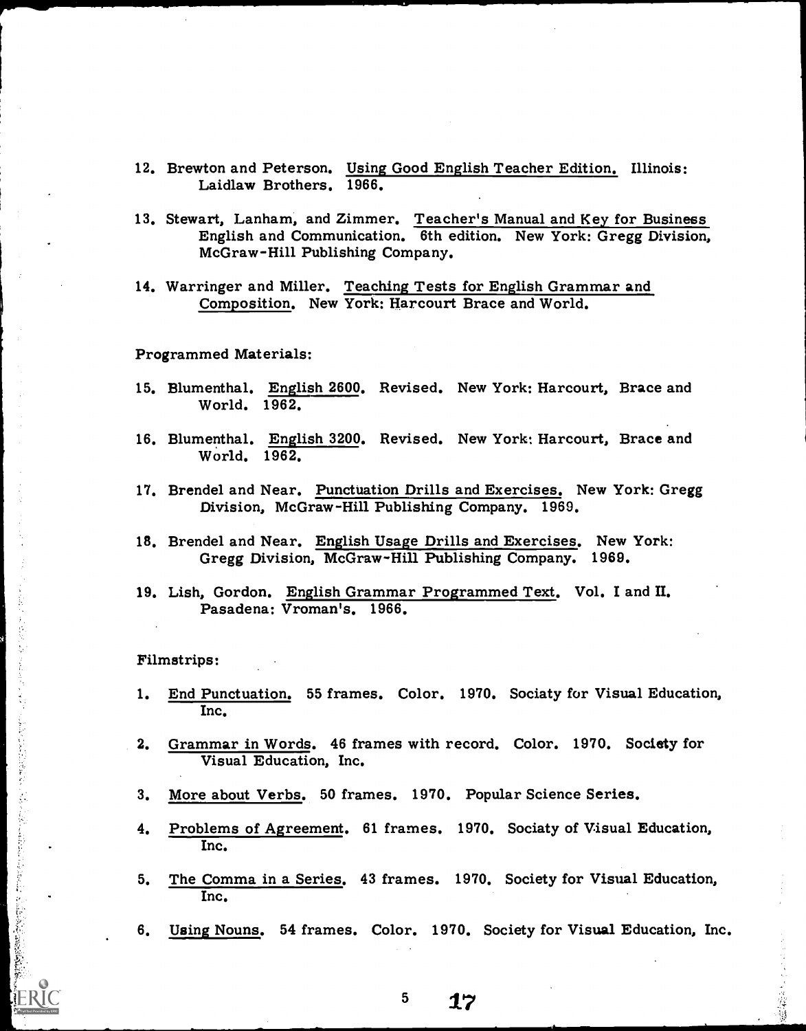12. Brewton and Peterson. Using Good English Teacher Edition. Illinois: Laidlaw Brothers. 1966.

13. Stewart, Lanham, and Zimmer. Teacher's Manual and Key for Business English and Communication. 6th edition. New York: Gregg Division, McGraw-Hill Publishing Company.

14. Warringer and Miller. Teaching Tests for English Grammar and Composition. New York: Harcourt Brace and World.

Programmed Materials:

15. Blumenthal. English 2600. Revised. New York: Harcourt, Brace and World. 1962.

16. Blumenthal. English 3200. Revised. New York: Harcourt, Brace and World. 1962.

17. Brendel and Near. Punctuation Drills and Exercises. New York: Gregg Division, McGraw-Hill Publishing Company. 1969.

18. Brendel and Near. English Usage Drills and Exercises. New York: Gregg Division, McGraw-Hill Publishing Company. 1969.

19. Lish, Gordon. English Grammar Programmed Text. Vol. I and II. Pasadena: Vroman's. 1966.

Filmstrips:

1. End Punctuation. 55 frames. Color. 1970. Sociaty for Visual Education, Inc.

2. Grammar in Words. 46 frames with record. Color. 1970. Society for Visual Education, Inc.

3. More about Verbs. 50 frames. 1970. Popular Science Series.

4. Problems of Agreement. 61 frames. 1970. Sociaty of Visual Education, Inc.

5. The Comma in a Series. 43 frames. 1970. Society for Visual Education, Inc.

6. Using Nouns. 54 frames. Color. 1970. Society for Visual Education, Inc.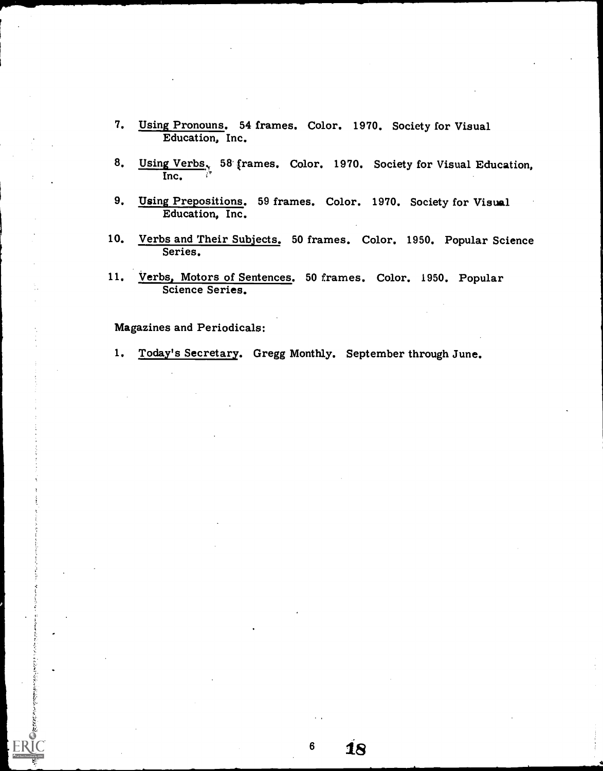7. Using Pronouns. 54 frames. Color. 1970. Society for Visual Education, Inc.

8. Using Verbs. 58 frames. Color. 1970. Society for Visual Education, Inc.

9. Using Prepositions. 59 frames. Color. 1970. Society for Visual Education, Inc.

10. Verbs and Their Subjects. 50 frames. Color. 1950. Popular Science Series.

11. Verbs, Motors of Sentences. 50 frames. Color. 1950. Popular Science Series.

Magazines and Periodicals:

1. Today's Secretary. Gregg Monthly. September through June.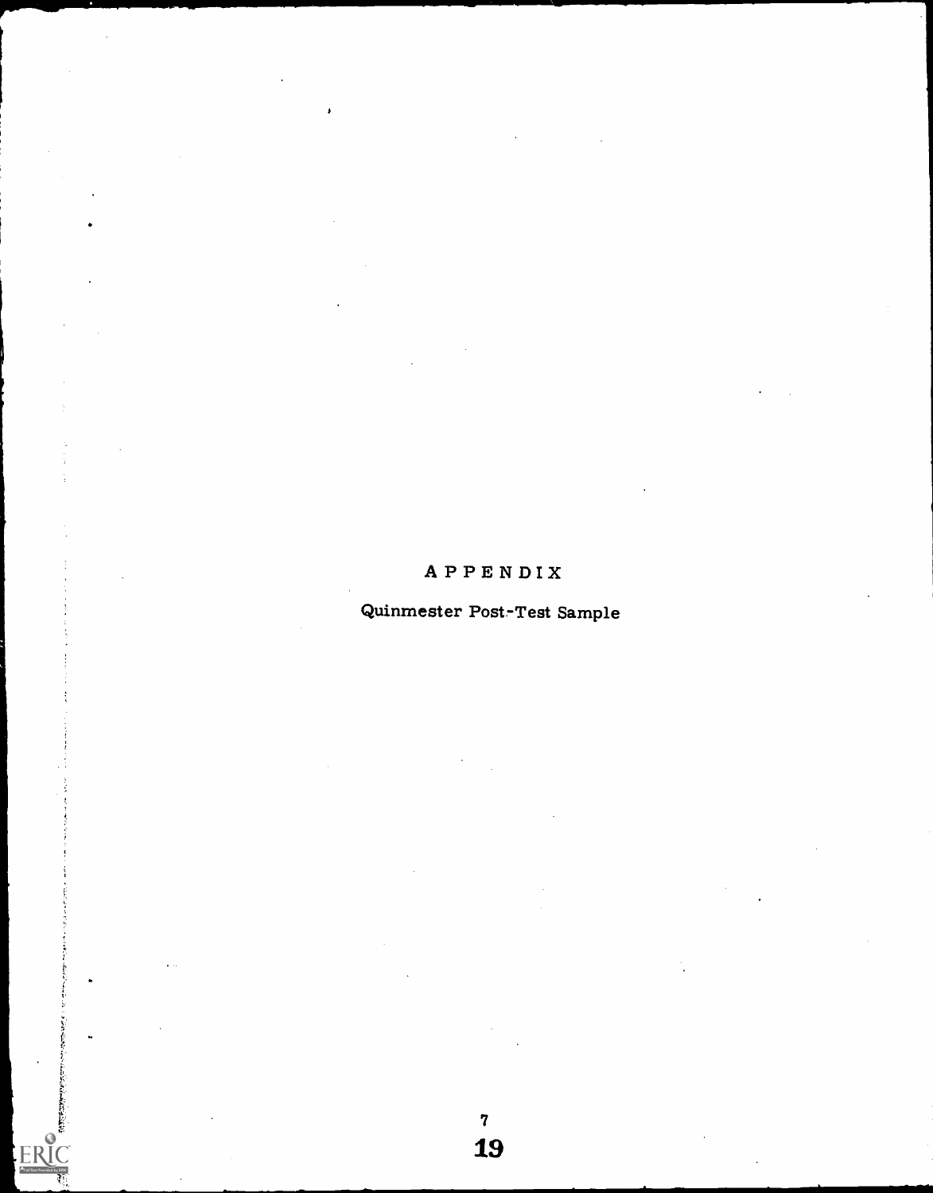# APPENDIX

## Quinmester Post-Test Sample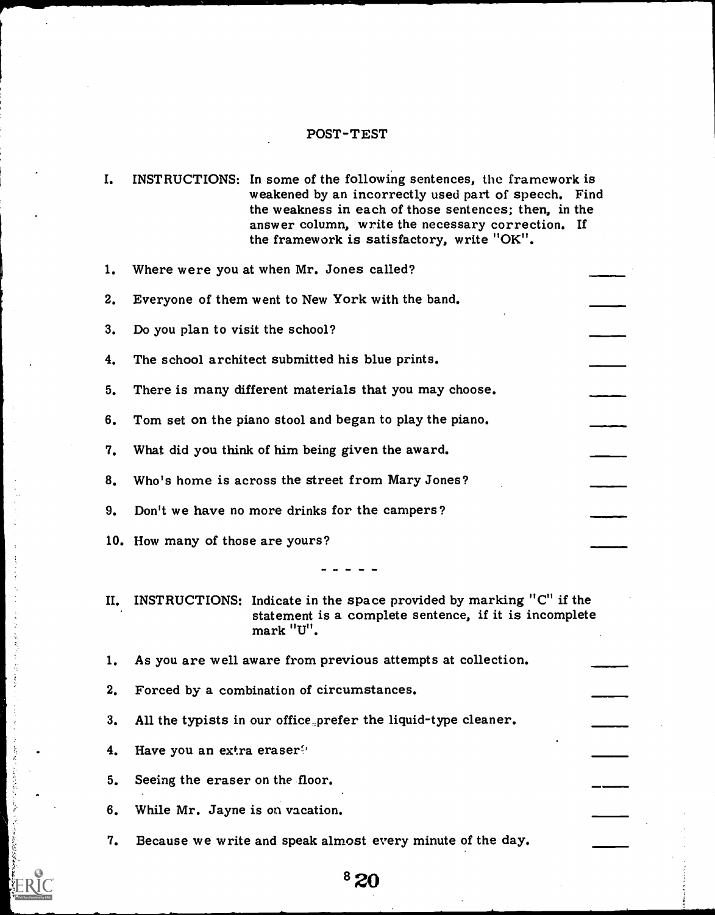# POST-TEST

I. INSTRUCTIONS: In some of the following sentences, the framework is weakened by an incorrectly used part of speech. Find the weakness in each of those sentences; then, in the answer column, write the necessary correction. If the framework is satisfactory, write "OK".

1. Where were you at when Mr. Jones called? \_\_\_\_\_
2. Everyone of them went to New York with the band. \_\_\_\_\_
3. Do you plan to visit the school? \_\_\_\_\_
4. The school architect submitted his blue prints. \_\_\_\_\_
5. There is many different materials that you may choose. \_\_\_\_\_
6. Tom set on the piano stool and began to play the piano. \_\_\_\_\_
7. What did you think of him being given the award. \_\_\_\_\_
8. Who's home is across the street from Mary Jones? \_\_\_\_\_
9. Don't we have no more drinks for the campers? \_\_\_\_\_
10. How many of those are yours? \_\_\_\_\_

- - - - -

II. INSTRUCTIONS: Indicate in the space provided by marking "C" if the statement is a complete sentence, if it is incomplete mark "U".

1. As you are well aware from previous attempts at collection. \_\_\_\_\_
2. Forced by a combination of circumstances. \_\_\_\_\_
3. All the typists in our office prefer the liquid-type cleaner. \_\_\_\_\_
4. Have you an extra eraser? \_\_\_\_\_
5. Seeing the eraser on the floor. \_\_\_\_\_
6. While Mr. Jayne is on vacation. \_\_\_\_\_
7. Because we write and speak almost every minute of the day. \_\_\_\_\_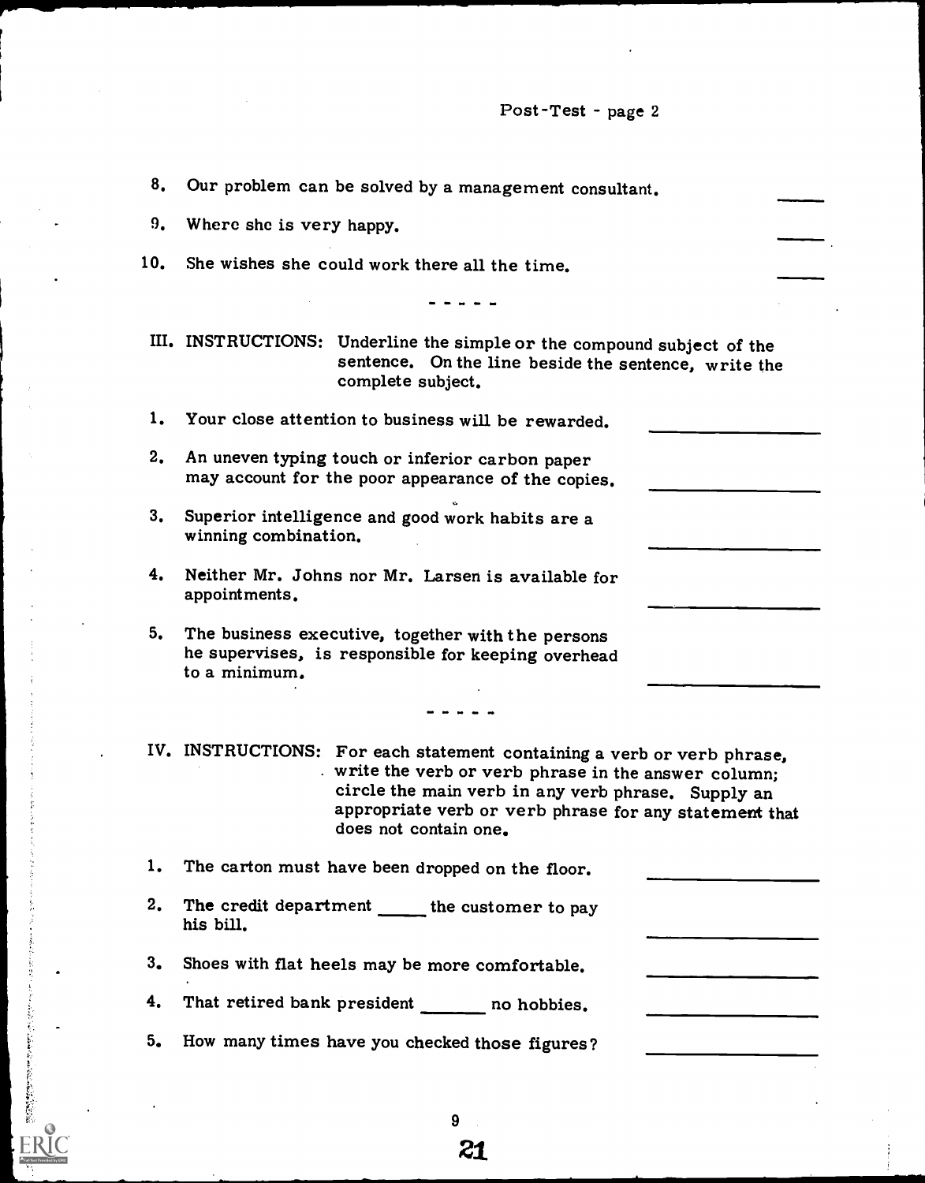8. Our problem can be solved by a management consultant. \_\_\_\_

9. Where she is very happy. \_\_\_\_

10. She wishes she could work there all the time. \_\_\_\_

- - - - -

III. INSTRUCTIONS: Underline the simple or the compound subject of the sentence. On the line beside the sentence, write the complete subject.

1. Your close attention to business will be rewarded. \_\_\_\_\_\_\_\_

2. An uneven typing touch or inferior carbon paper may account for the poor appearance of the copies. \_\_\_\_\_\_\_\_

3. Superior intelligence and good work habits are a winning combination. \_\_\_\_\_\_\_\_

4. Neither Mr. Johns nor Mr. Larsen is available for appointments. \_\_\_\_\_\_\_\_

5. The business executive, together with the persons he supervises, is responsible for keeping overhead to a minimum. \_\_\_\_\_\_\_\_

- - - - -

IV. INSTRUCTIONS: For each statement containing a verb or verb phrase, write the verb or verb phrase in the answer column; circle the main verb in any verb phrase. Supply an appropriate verb or verb phrase for any statement that does not contain one.

1. The carton must have been dropped on the floor. \_\_\_\_\_\_\_\_

2. The credit department \_\_\_\_\_ the customer to pay his bill. \_\_\_\_\_\_\_\_

3. Shoes with flat heels may be more comfortable. \_\_\_\_\_\_\_\_

4. That retired bank president \_\_\_\_\_\_\_ no hobbies. \_\_\_\_\_\_\_\_

5. How many times have you checked those figures? \_\_\_\_\_\_\_\_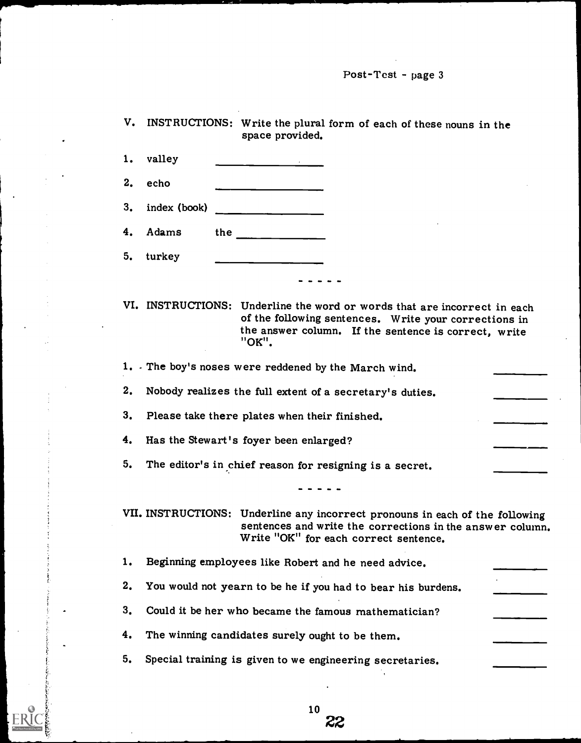Post-Test - page 3

V. INSTRUCTIONS: Write the plural form of each of these nouns in the space provided.

1. valley ________________
2. echo ________________
3. index (book) ________________
4. Adams the ______________
5. turkey ________________

- - - - -

VI. INSTRUCTIONS: Underline the word or words that are incorrect in each of the following sentences. Write your corrections in the answer column. If the sentence is correct, write "OK".

1. The boy's noses were reddened by the March wind. __________
2. Nobody realizes the full extent of a secretary's duties. __________
3. Please take there plates when their finished. __________
4. Has the Stewart's foyer been enlarged? __________
5. The editor's in chief reason for resigning is a secret. __________

- - - - -

VII. INSTRUCTIONS: Underline any incorrect pronouns in each of the following sentences and write the corrections in the answer column. Write "OK" for each correct sentence.

1. Beginning employees like Robert and he need advice. __________
2. You would not yearn to be he if you had to bear his burdens. __________
3. Could it be her who became the famous mathematician? __________
4. The winning candidates surely ought to be them. __________
5. Special training is given to we engineering secretaries. __________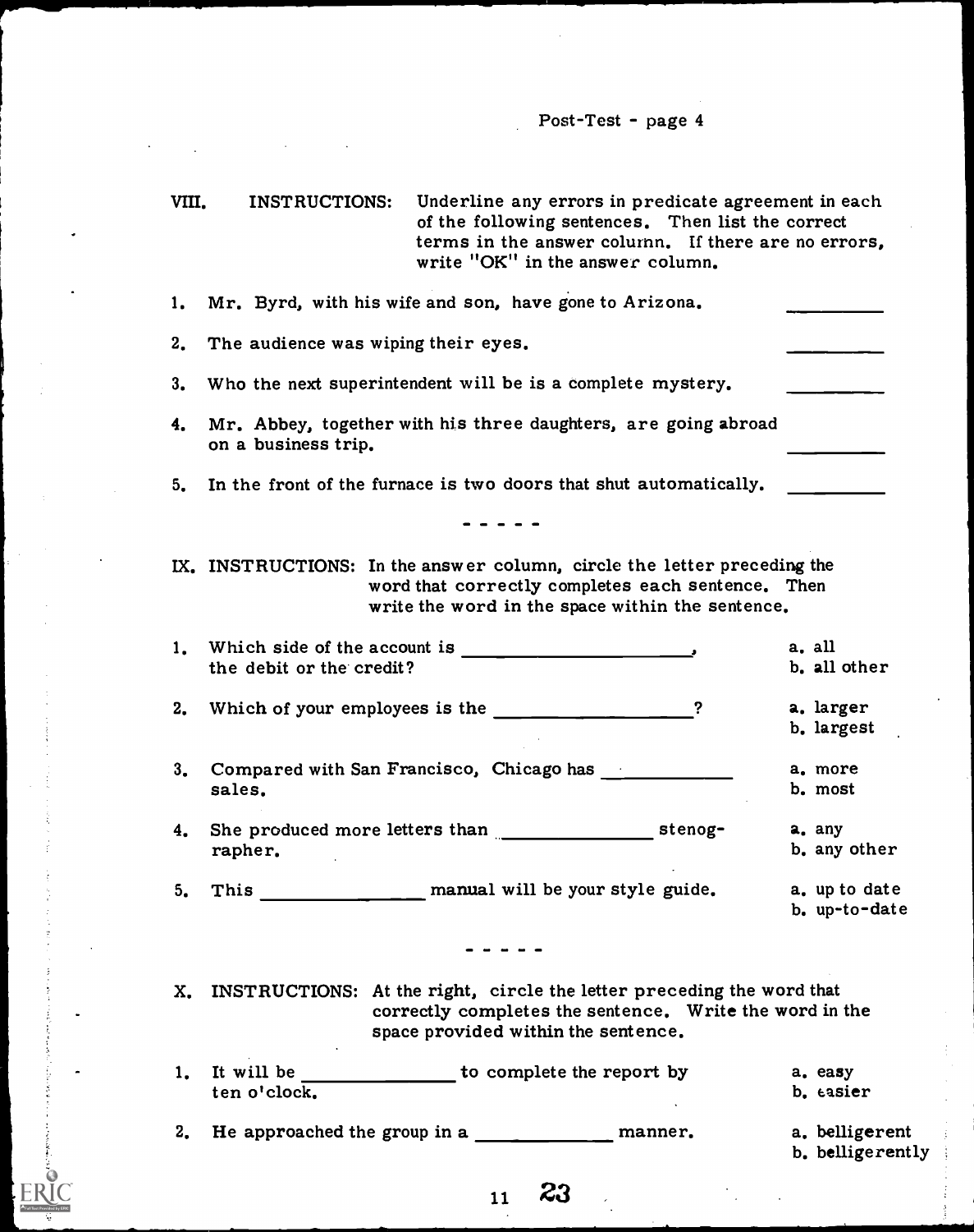VIII. INSTRUCTIONS: Underline any errors in predicate agreement in each of the following sentences. Then list the correct terms in the answer column. If there are no errors, write "OK" in the answer column.

1. Mr. Byrd, with his wife and son, have gone to Arizona. __________
2. The audience was wiping their eyes. __________
3. Who the next superintendent will be is a complete mystery. __________
4. Mr. Abbey, together with his three daughters, are going abroad on a business trip. __________
5. In the front of the furnace is two doors that shut automatically. __________

- - - - -

IX. INSTRUCTIONS: In the answer column, circle the letter preceding the word that correctly completes each sentence. Then write the word in the space within the sentence.

1. Which side of the account is ______________________, the debit or the credit?
   a. all
   b. all other
2. Which of your employees is the ____________________?
   a. larger
   b. largest
3. Compared with San Francisco, Chicago has ____________ sales.
   a. more
   b. most
4. She produced more letters than _______________ stenographer.
   a. any
   b. any other
5. This ________________ manual will be your style guide.
   a. up to date
   b. up-to-date

- - - - -

X. INSTRUCTIONS: At the right, circle the letter preceding the word that correctly completes the sentence. Write the word in the space provided within the sentence.

1. It will be _______________ to complete the report by ten o'clock.
   a. easy
   b. easier
2. He approached the group in a _____________ manner.
   a. belligerent
   b. belligerently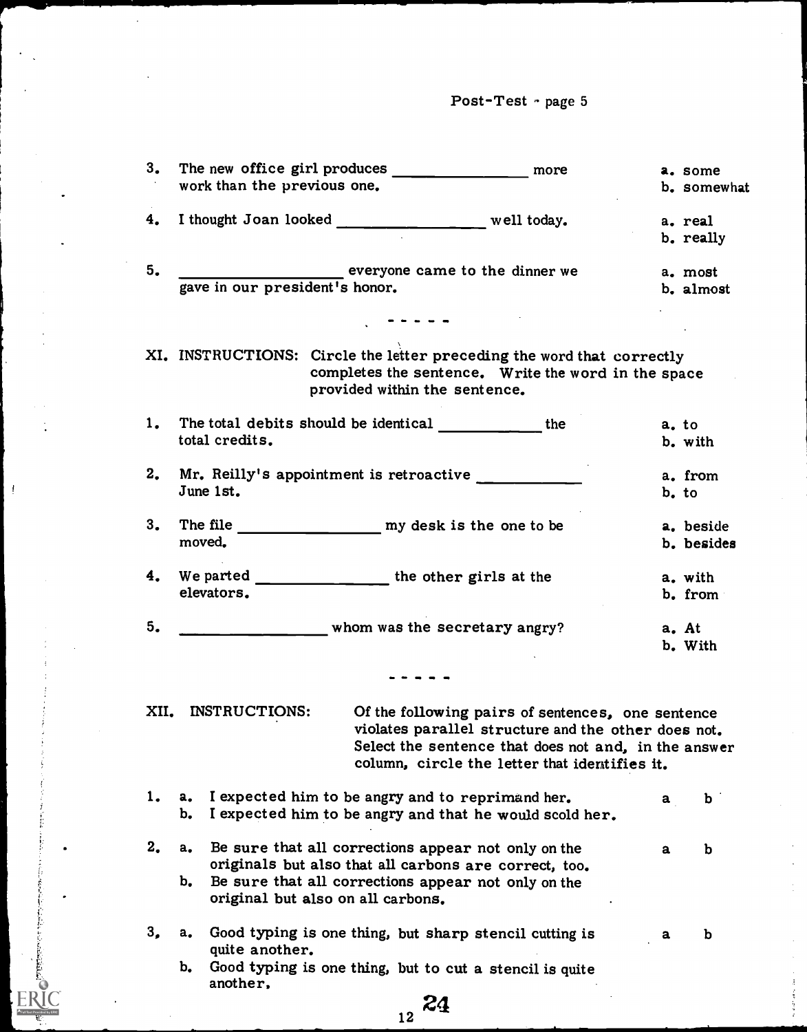3. The new office girl produces ________________ more work than the previous one. 
   a. some
   b. somewhat

4. I thought Joan looked ________________ well today.
   a. real
   b. really

5. ________________ everyone came to the dinner we gave in our president's honor.
   a. most
   b. almost

- - - - -

XI. INSTRUCTIONS: Circle the letter preceding the word that correctly completes the sentence. Write the word in the space provided within the sentence.

1. The total debits should be identical ____________ the total credits.
   a. to
   b. with

2. Mr. Reilly's appointment is retroactive ____________ June 1st.
   a. from
   b. to

3. The file ________________ my desk is the one to be moved.
   a. beside
   b. besides

4. We parted ________________ the other girls at the elevators.
   a. with
   b. from

5. ________________ whom was the secretary angry?
   a. At
   b. With

- - - - -

XII. INSTRUCTIONS: Of the following pairs of sentences, one sentence violates parallel structure and the other does not. Select the sentence that does not and, in the answer column, circle the letter that identifies it.

1. a. I expected him to be angry and to reprimand her. — a b
   b. I expected him to be angry and that he would scold her.

2. a. Be sure that all corrections appear not only on the originals but also that all carbons are correct, too. — a b
   b. Be sure that all corrections appear not only on the original but also on all carbons.

3. a. Good typing is one thing, but sharp stencil cutting is quite another. — a b
   b. Good typing is one thing, but to cut a stencil is quite another.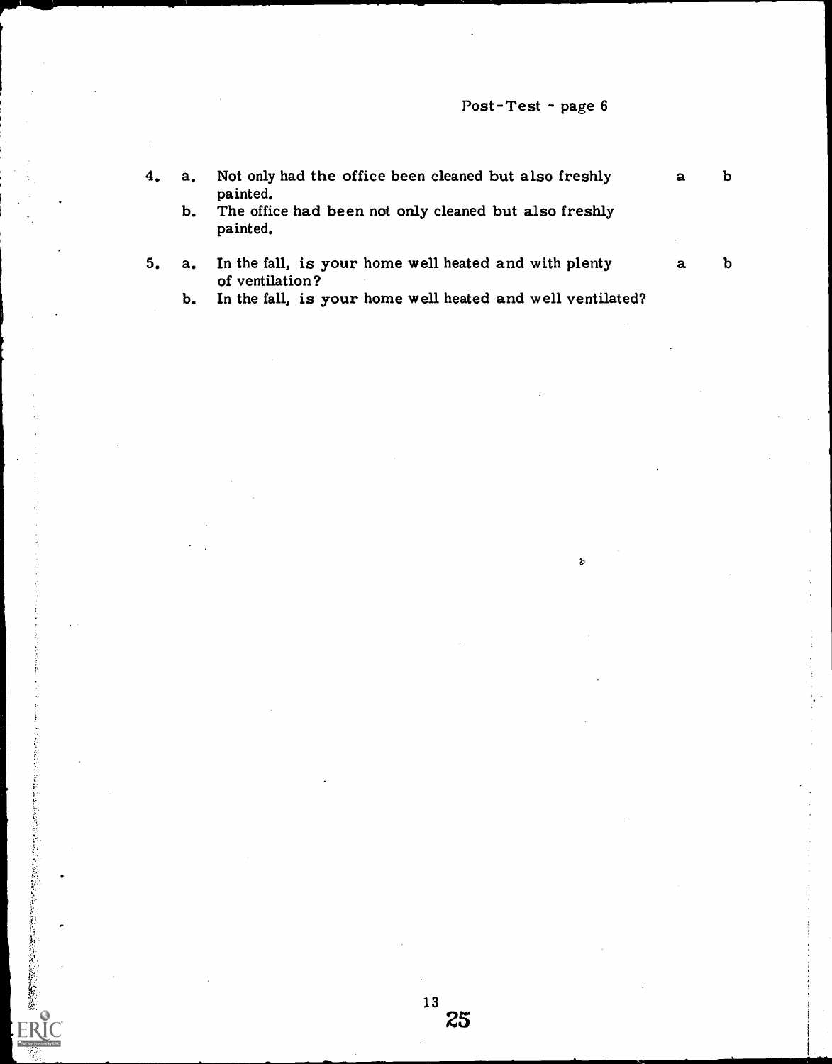4. a. Not only had the office been cleaned but also freshly painted. — a b
   b. The office had been not only cleaned but also freshly painted.

5. a. In the fall, is your home well heated and with plenty of ventilation? — a b
   b. In the fall, is your home well heated and well ventilated?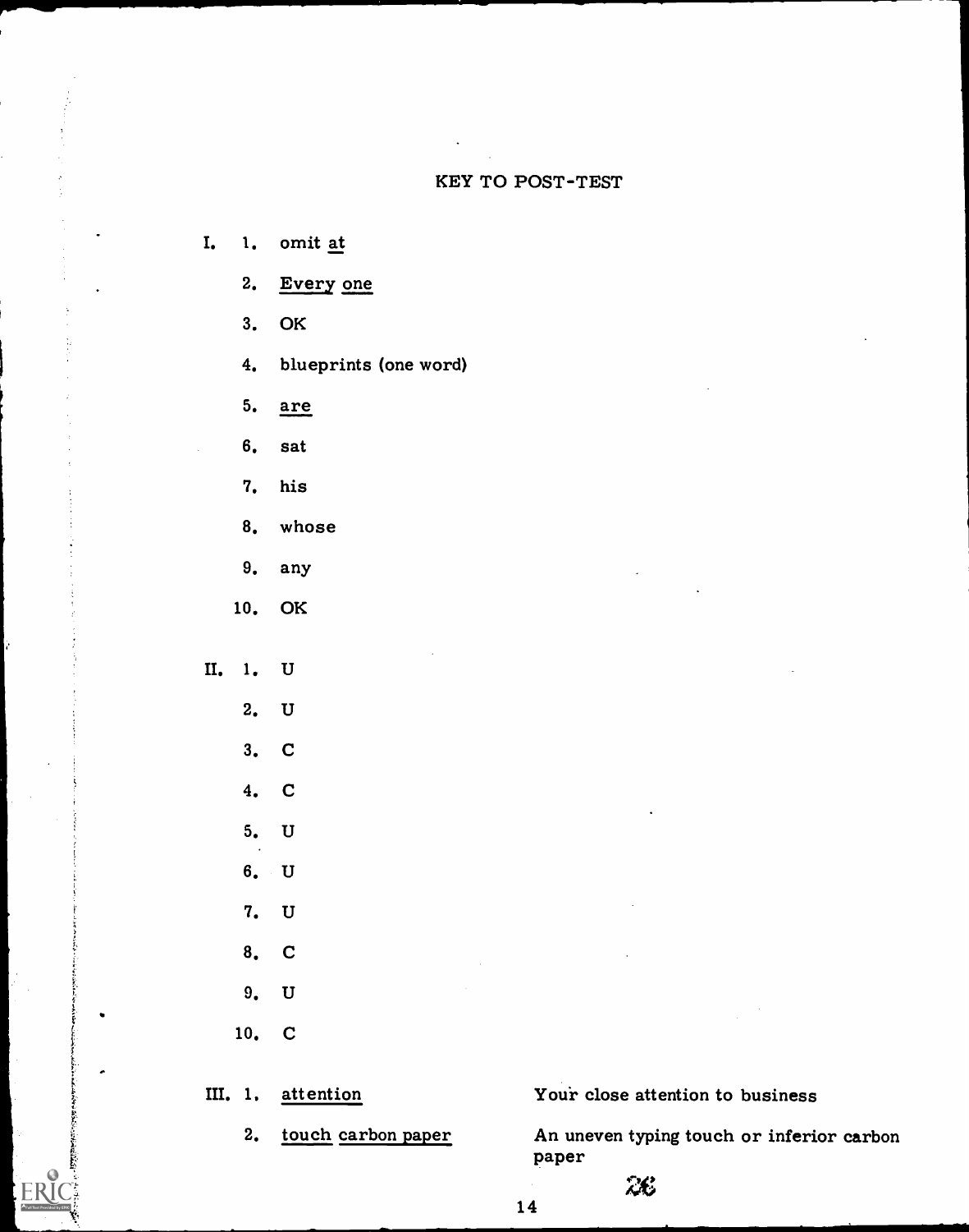# KEY TO POST-TEST

I.

1. omit <u>at</u>
2. <u>Every one</u>
3. OK
4. blueprints (one word)
5. <u>are</u>
6. sat
7. his
8. whose
9. any
10. OK

II.

1. U
2. U
3. C
4. C
5. U
6. U
7. U
8. C
9. U
10. C

III.

1. <u>attention</u> — Your close attention to business
2. <u>touch carbon paper</u> — An uneven typing touch or inferior carbon paper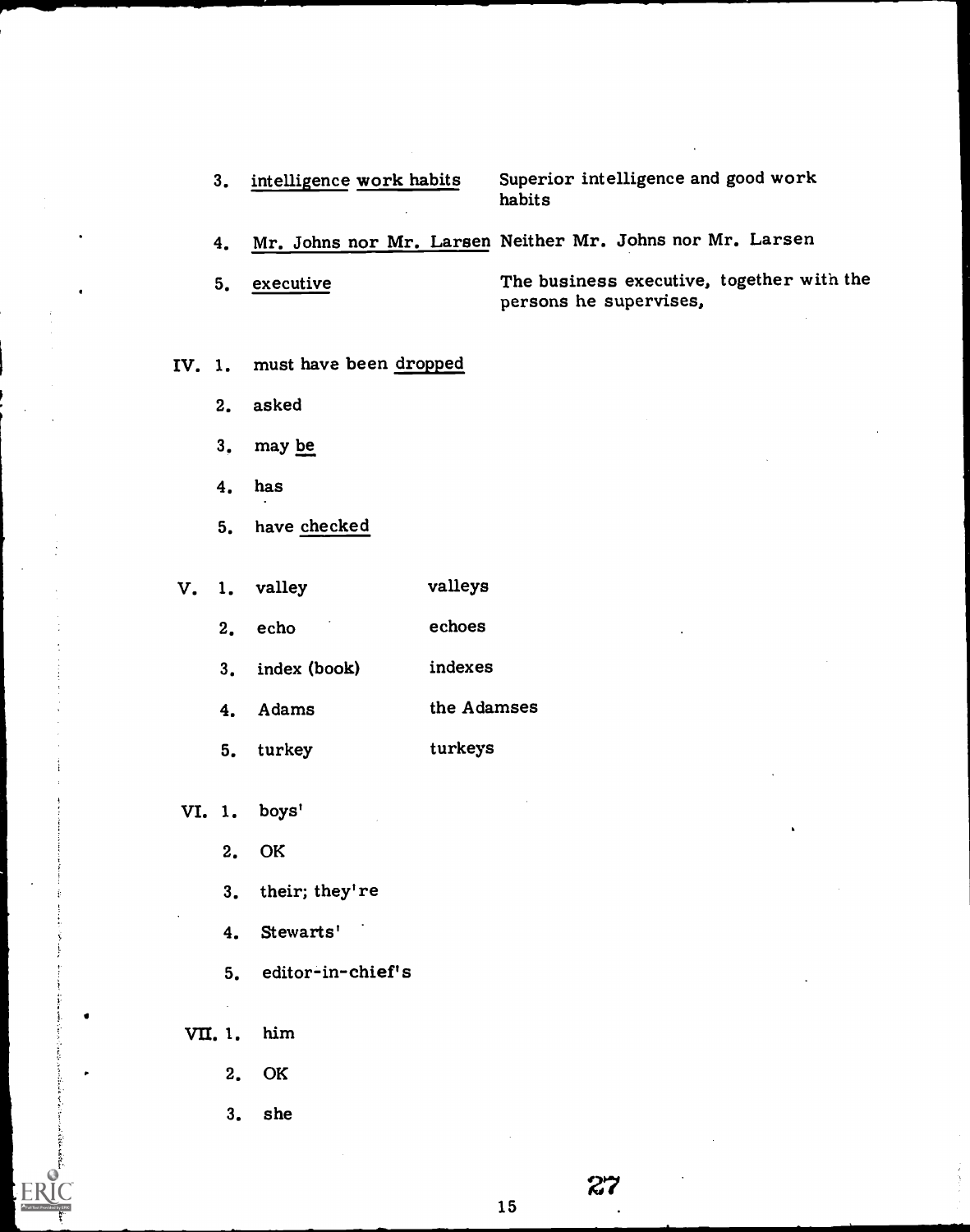3. <u>intelligence</u> <u>work habits</u> — Superior intelligence and good work habits

4. <u>Mr. Johns nor Mr. Larsen</u> — Neither Mr. Johns nor Mr. Larsen

5. <u>executive</u> — The business executive, together with the persons he supervises,

IV. 1. must have been <u>dropped</u>

2. asked

3. may <u>be</u>

4. has

5. have <u>checked</u>

| V. | | |
|---|---|---|
| 1. | valley | valleys |
| 2. | echo | echoes |
| 3. | index (book) | indexes |
| 4. | Adams | the Adamses |
| 5. | turkey | turkeys |

VI. 1. boys'

2. OK

3. their; they're

4. Stewarts'

5. editor-in-chief's

VII. 1. him

2. OK

3. she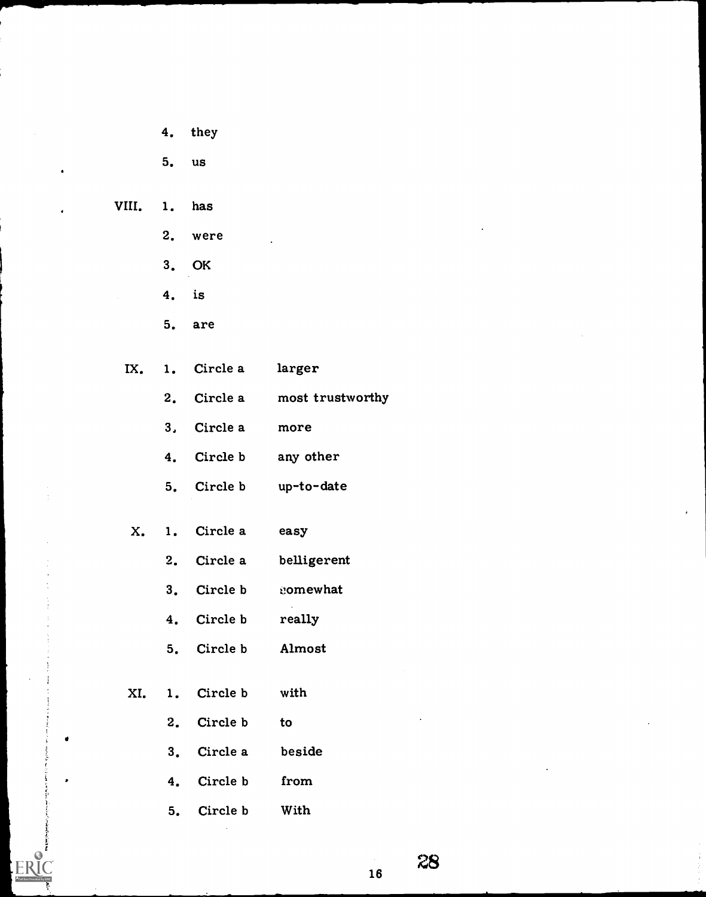4. they

5. us

VIII. 1. has

2. were

3. OK

4. is

5. are

IX. 1. Circle a larger

2. Circle a most trustworthy

3. Circle a more

4. Circle b any other

5. Circle b up-to-date

X. 1. Circle a easy

2. Circle a belligerent

3. Circle b somewhat

4. Circle b really

5. Circle b Almost

XI. 1. Circle b with

2. Circle b to

3. Circle a beside

4. Circle b from

5. Circle b With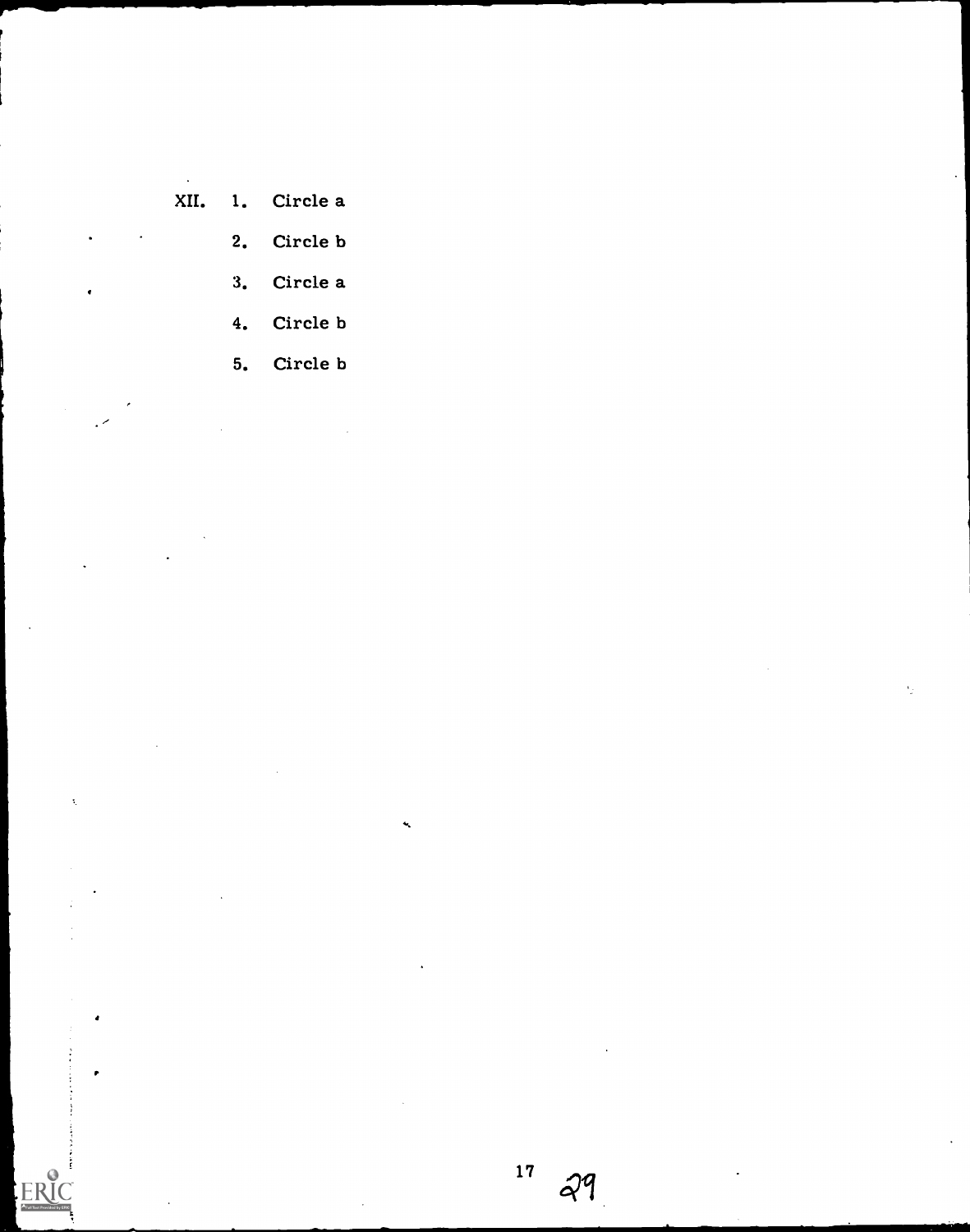XII. 1. Circle a

2. Circle b

3. Circle a

4. Circle b

5. Circle b